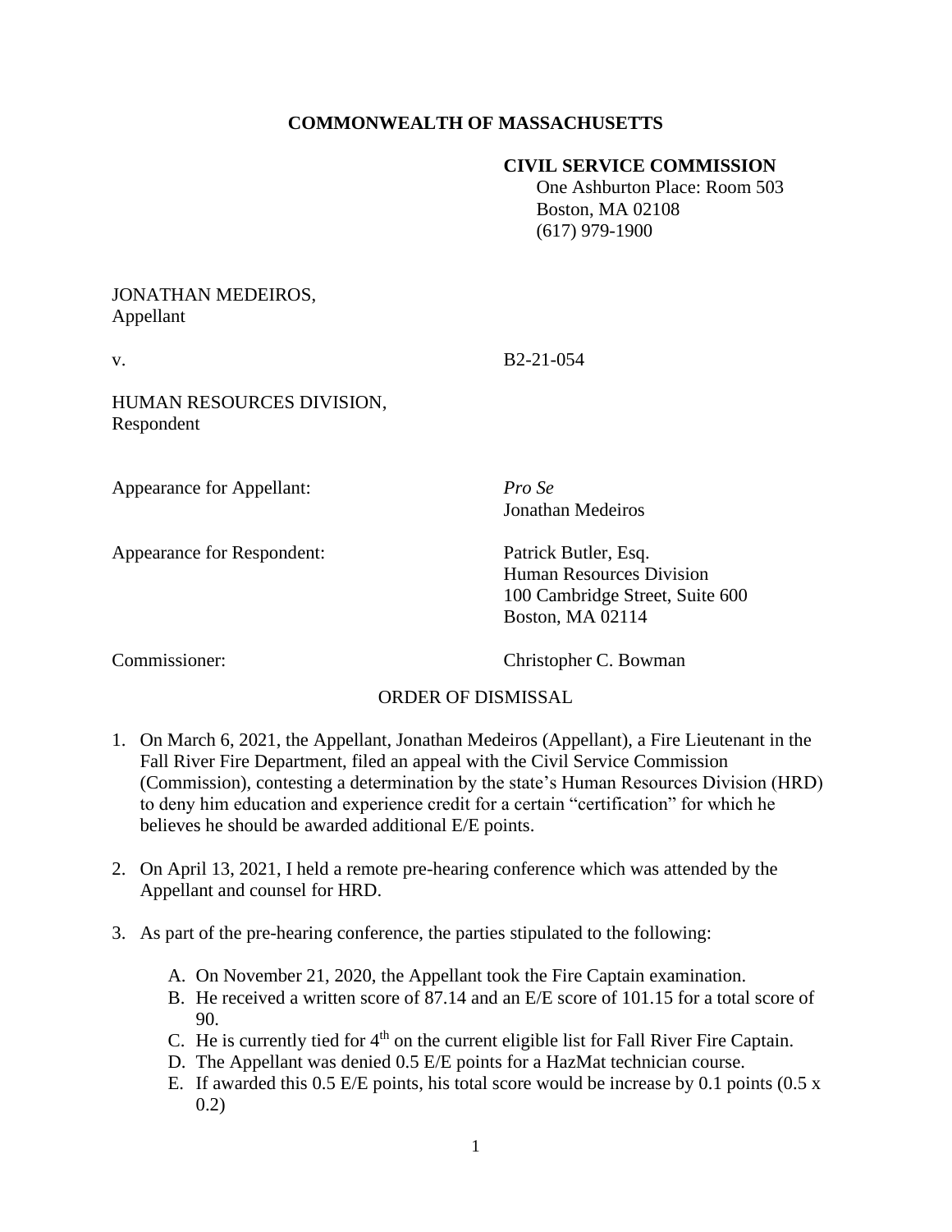**COMMONWEALTH OF MASSACHUSETTS**

**CIVIL SERVICE COMMISSION**
One Ashburton Place: Room 503
Boston, MA 02108
(617) 979-1900

JONATHAN MEDEIROS,
Appellant

v. B2-21-054

HUMAN RESOURCES DIVISION,
Respondent

Appearance for Appellant: *Pro Se*
Jonathan Medeiros

Appearance for Respondent: Patrick Butler, Esq.
Human Resources Division
100 Cambridge Street, Suite 600
Boston, MA 02114

Commissioner: Christopher C. Bowman

ORDER OF DISMISSAL

1. On March 6, 2021, the Appellant, Jonathan Medeiros (Appellant), a Fire Lieutenant in the Fall River Fire Department, filed an appeal with the Civil Service Commission (Commission), contesting a determination by the state's Human Resources Division (HRD) to deny him education and experience credit for a certain "certification" for which he believes he should be awarded additional E/E points.

2. On April 13, 2021, I held a remote pre-hearing conference which was attended by the Appellant and counsel for HRD.

3. As part of the pre-hearing conference, the parties stipulated to the following:

   A. On November 21, 2020, the Appellant took the Fire Captain examination.
   B. He received a written score of 87.14 and an E/E score of 101.15 for a total score of 90.
   C. He is currently tied for 4th on the current eligible list for Fall River Fire Captain.
   D. The Appellant was denied 0.5 E/E points for a HazMat technician course.
   E. If awarded this 0.5 E/E points, his total score would be increase by 0.1 points (0.5 x 0.2)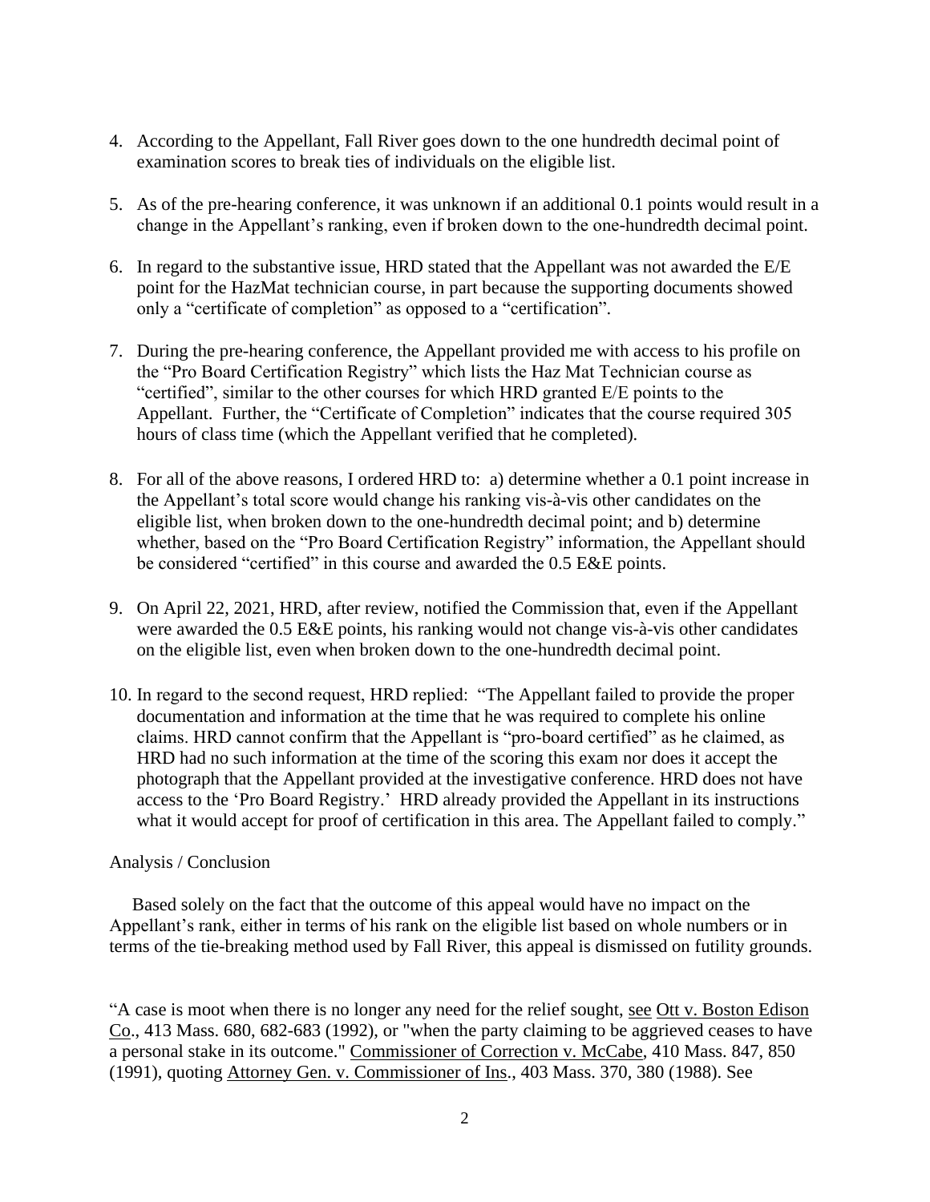4. According to the Appellant, Fall River goes down to the one hundredth decimal point of examination scores to break ties of individuals on the eligible list.

5. As of the pre-hearing conference, it was unknown if an additional 0.1 points would result in a change in the Appellant's ranking, even if broken down to the one-hundredth decimal point.

6. In regard to the substantive issue, HRD stated that the Appellant was not awarded the E/E point for the HazMat technician course, in part because the supporting documents showed only a "certificate of completion" as opposed to a "certification".

7. During the pre-hearing conference, the Appellant provided me with access to his profile on the "Pro Board Certification Registry" which lists the Haz Mat Technician course as "certified", similar to the other courses for which HRD granted E/E points to the Appellant. Further, the "Certificate of Completion" indicates that the course required 305 hours of class time (which the Appellant verified that he completed).

8. For all of the above reasons, I ordered HRD to: a) determine whether a 0.1 point increase in the Appellant's total score would change his ranking vis-à-vis other candidates on the eligible list, when broken down to the one-hundredth decimal point; and b) determine whether, based on the "Pro Board Certification Registry" information, the Appellant should be considered "certified" in this course and awarded the 0.5 E&E points.

9. On April 22, 2021, HRD, after review, notified the Commission that, even if the Appellant were awarded the 0.5 E&E points, his ranking would not change vis-à-vis other candidates on the eligible list, even when broken down to the one-hundredth decimal point.

10. In regard to the second request, HRD replied: "The Appellant failed to provide the proper documentation and information at the time that he was required to complete his online claims. HRD cannot confirm that the Appellant is "pro-board certified" as he claimed, as HRD had no such information at the time of the scoring this exam nor does it accept the photograph that the Appellant provided at the investigative conference. HRD does not have access to the 'Pro Board Registry.' HRD already provided the Appellant in its instructions what it would accept for proof of certification in this area. The Appellant failed to comply."

Analysis / Conclusion

Based solely on the fact that the outcome of this appeal would have no impact on the Appellant's rank, either in terms of his rank on the eligible list based on whole numbers or in terms of the tie-breaking method used by Fall River, this appeal is dismissed on futility grounds.

"A case is moot when there is no longer any need for the relief sought, see Ott v. Boston Edison Co., 413 Mass. 680, 682-683 (1992), or "when the party claiming to be aggrieved ceases to have a personal stake in its outcome." Commissioner of Correction v. McCabe, 410 Mass. 847, 850 (1991), quoting Attorney Gen. v. Commissioner of Ins., 403 Mass. 370, 380 (1988). See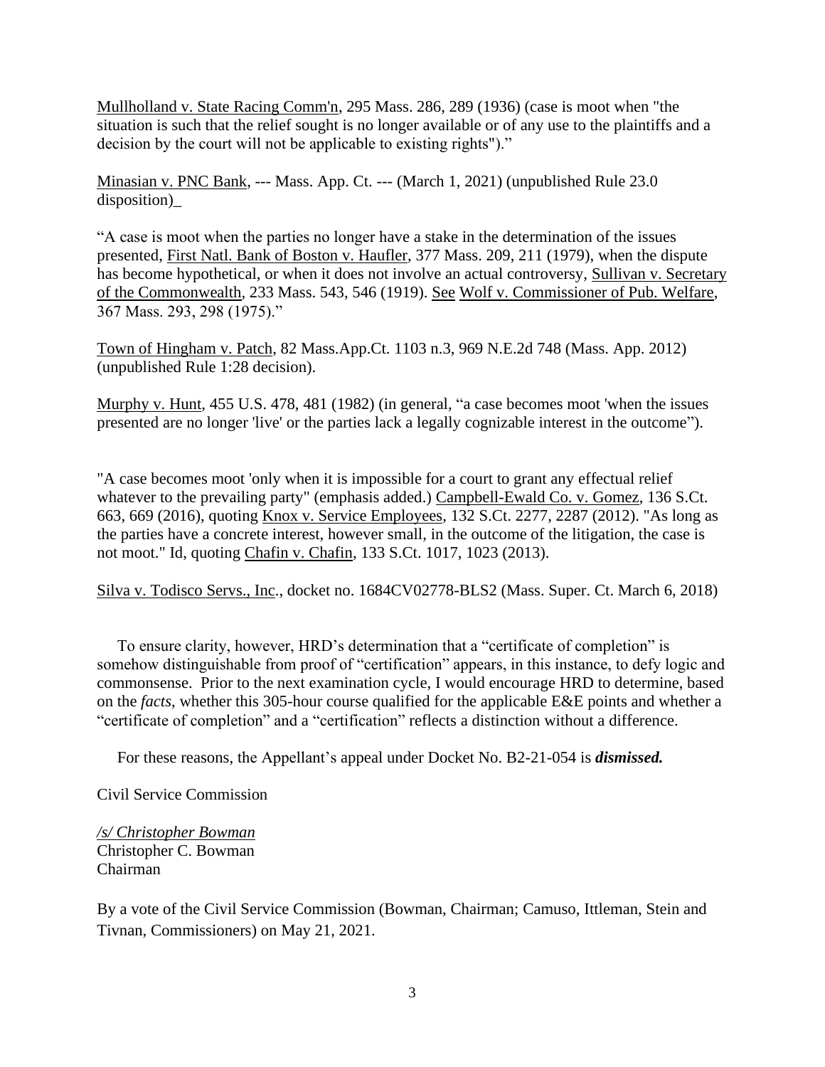Mullholland v. State Racing Comm'n, 295 Mass. 286, 289 (1936) (case is moot when "the situation is such that the relief sought is no longer available or of any use to the plaintiffs and a decision by the court will not be applicable to existing rights")."

Minasian v. PNC Bank, --- Mass. App. Ct. --- (March 1, 2021) (unpublished Rule 23.0 disposition)_

"A case is moot when the parties no longer have a stake in the determination of the issues presented, First Natl. Bank of Boston v. Haufler, 377 Mass. 209, 211 (1979), when the dispute has become hypothetical, or when it does not involve an actual controversy, Sullivan v. Secretary of the Commonwealth, 233 Mass. 543, 546 (1919). See Wolf v. Commissioner of Pub. Welfare, 367 Mass. 293, 298 (1975)."

Town of Hingham v. Patch, 82 Mass.App.Ct. 1103 n.3, 969 N.E.2d 748 (Mass. App. 2012) (unpublished Rule 1:28 decision).

Murphy v. Hunt, 455 U.S. 478, 481 (1982) (in general, "a case becomes moot 'when the issues presented are no longer 'live' or the parties lack a legally cognizable interest in the outcome").

"A case becomes moot 'only when it is impossible for a court to grant any effectual relief whatever to the prevailing party" (emphasis added.) Campbell-Ewald Co. v. Gomez, 136 S.Ct. 663, 669 (2016), quoting Knox v. Service Employees, 132 S.Ct. 2277, 2287 (2012). "As long as the parties have a concrete interest, however small, in the outcome of the litigation, the case is not moot." Id, quoting Chafin v. Chafin, 133 S.Ct. 1017, 1023 (2013).

Silva v. Todisco Servs., Inc., docket no. 1684CV02778-BLS2 (Mass. Super. Ct. March 6, 2018)

To ensure clarity, however, HRD's determination that a "certificate of completion" is somehow distinguishable from proof of "certification" appears, in this instance, to defy logic and commonsense. Prior to the next examination cycle, I would encourage HRD to determine, based on the *facts*, whether this 305-hour course qualified for the applicable E&E points and whether a "certificate of completion" and a "certification" reflects a distinction without a difference.

For these reasons, the Appellant's appeal under Docket No. B2-21-054 is ***dismissed.***

Civil Service Commission

*/s/ Christopher Bowman*
Christopher C. Bowman
Chairman

By a vote of the Civil Service Commission (Bowman, Chairman; Camuso, Ittleman, Stein and Tivnan, Commissioners) on May 21, 2021.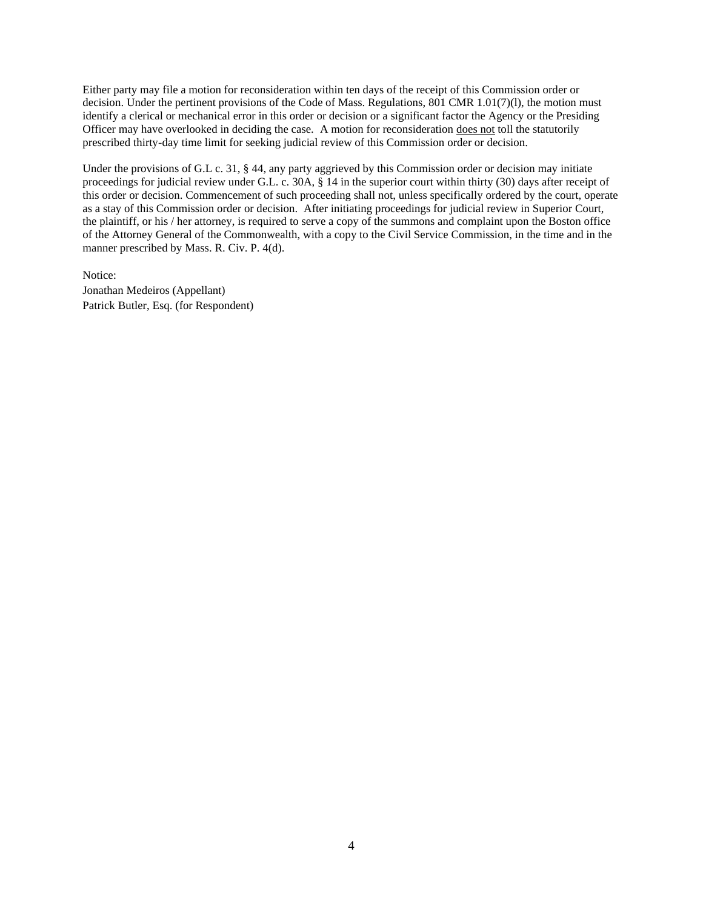Either party may file a motion for reconsideration within ten days of the receipt of this Commission order or decision. Under the pertinent provisions of the Code of Mass. Regulations, 801 CMR 1.01(7)(l), the motion must identify a clerical or mechanical error in this order or decision or a significant factor the Agency or the Presiding Officer may have overlooked in deciding the case. A motion for reconsideration does not toll the statutorily prescribed thirty-day time limit for seeking judicial review of this Commission order or decision.

Under the provisions of G.L c. 31, § 44, any party aggrieved by this Commission order or decision may initiate proceedings for judicial review under G.L. c. 30A, § 14 in the superior court within thirty (30) days after receipt of this order or decision. Commencement of such proceeding shall not, unless specifically ordered by the court, operate as a stay of this Commission order or decision. After initiating proceedings for judicial review in Superior Court, the plaintiff, or his / her attorney, is required to serve a copy of the summons and complaint upon the Boston office of the Attorney General of the Commonwealth, with a copy to the Civil Service Commission, in the time and in the manner prescribed by Mass. R. Civ. P. 4(d).

Notice:  
Jonathan Medeiros (Appellant)  
Patrick Butler, Esq. (for Respondent)